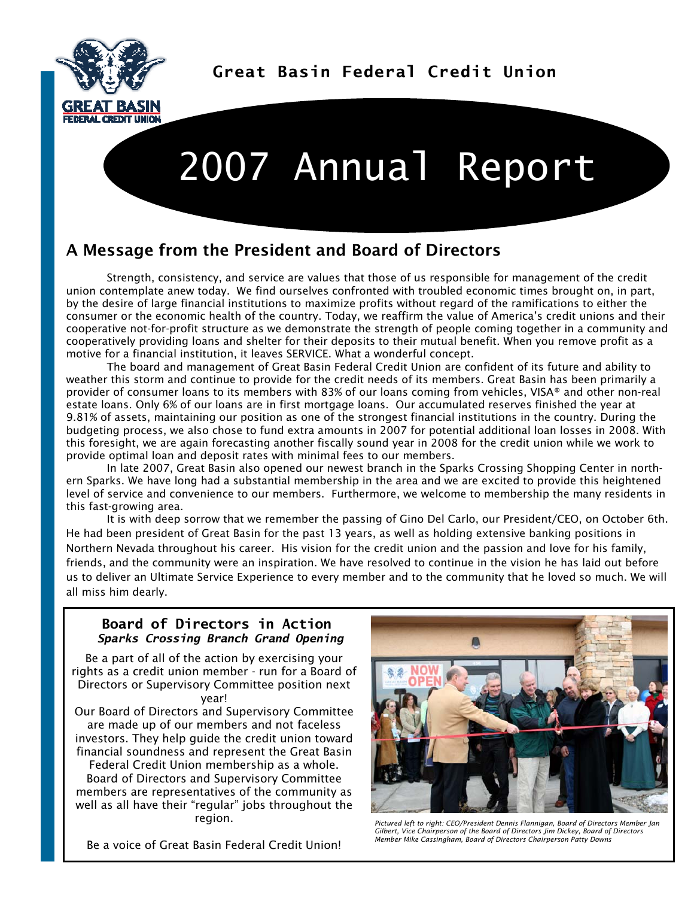Great Basin Federal Credit Union

# 2007 Annual Report

## A Message from the President and Board of Directors

Strength, consistency, and service are values that those of us responsible for management of the credit union contemplate anew today. We find ourselves confronted with troubled economic times brought on, in part, by the desire of large financial institutions to maximize profits without regard of the ramifications to either the consumer or the economic health of the country. Today, we reaffirm the value of America's credit unions and their cooperative not-for-profit structure as we demonstrate the strength of people coming together in a community and cooperatively providing loans and shelter for their deposits to their mutual benefit. When you remove profit as a motive for a financial institution, it leaves SERVICE. What a wonderful concept.

The board and management of Great Basin Federal Credit Union are confident of its future and ability to weather this storm and continue to provide for the credit needs of its members. Great Basin has been primarily a provider of consumer loans to its members with 83% of our loans coming from vehicles, VISA® and other non-real estate loans. Only 6% of our loans are in first mortgage loans. Our accumulated reserves finished the year at 9.81% of assets, maintaining our position as one of the strongest financial institutions in the country. During the budgeting process, we also chose to fund extra amounts in 2007 for potential additional loan losses in 2008. With this foresight, we are again forecasting another fiscally sound year in 2008 for the credit union while we work to provide optimal loan and deposit rates with minimal fees to our members.

In late 2007, Great Basin also opened our newest branch in the Sparks Crossing Shopping Center in northern Sparks. We have long had a substantial membership in the area and we are excited to provide this heightened level of service and convenience to our members. Furthermore, we welcome to membership the many residents in this fast-growing area.

It is with deep sorrow that we remember the passing of Gino Del Carlo, our President/CEO, on October 6th. He had been president of Great Basin for the past 13 years, as well as holding extensive banking positions in Northern Nevada throughout his career. His vision for the credit union and the passion and love for his family, friends, and the community were an inspiration. We have resolved to continue in the vision he has laid out before us to deliver an Ultimate Service Experience to every member and to the community that he loved so much. We will all miss him dearly.

### Board of Directors in Action

***Sparks Crossing Branch Grand Opening***

Be a part of all of the action by exercising your rights as a credit union member - run for a Board of Directors or Supervisory Committee position next year!

Our Board of Directors and Supervisory Committee are made up of our members and not faceless investors. They help guide the credit union toward financial soundness and represent the Great Basin Federal Credit Union membership as a whole. Board of Directors and Supervisory Committee members are representatives of the community as well as all have their "regular" jobs throughout the region.

Be a voice of Great Basin Federal Credit Union!

*Pictured left to right: CEO/President Dennis Flannigan, Board of Directors Member Jan Gilbert, Vice Chairperson of the Board of Directors Jim Dickey, Board of Directors Member Mike Cassingham, Board of Directors Chairperson Patty Downs*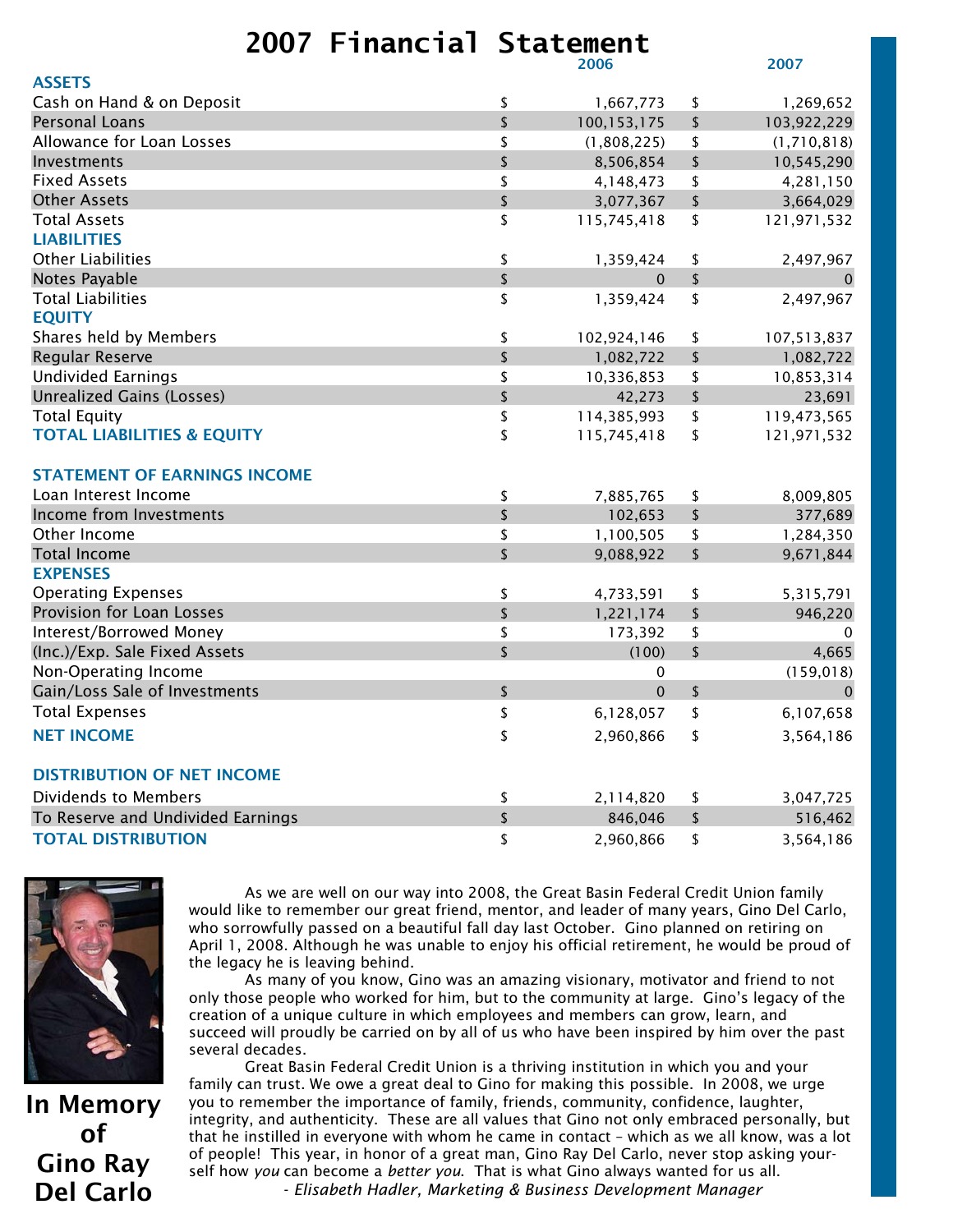# 2007 Financial Statement

| | 2006 | 2007 |
|---|---|---|
| **ASSETS** | | |
| Cash on Hand & on Deposit | $ 1,667,773 | $ 1,269,652 |
| Personal Loans | $ 100,153,175 | $ 103,922,229 |
| Allowance for Loan Losses | $ (1,808,225) | $ (1,710,818) |
| Investments | $ 8,506,854 | $ 10,545,290 |
| Fixed Assets | $ 4,148,473 | $ 4,281,150 |
| Other Assets | $ 3,077,367 | $ 3,664,029 |
| Total Assets | $ 115,745,418 | $ 121,971,532 |
| **LIABILITIES** | | |
| Other Liabilities | $ 1,359,424 | $ 2,497,967 |
| Notes Payable | $ 0 | $ 0 |
| Total Liabilities | $ 1,359,424 | $ 2,497,967 |
| **EQUITY** | | |
| Shares held by Members | $ 102,924,146 | $ 107,513,837 |
| Regular Reserve | $ 1,082,722 | $ 1,082,722 |
| Undivided Earnings | $ 10,336,853 | $ 10,853,314 |
| Unrealized Gains (Losses) | $ 42,273 | $ 23,691 |
| Total Equity | $ 114,385,993 | $ 119,473,565 |
| **TOTAL LIABILITIES & EQUITY** | $ 115,745,418 | $ 121,971,532 |
| | | |
| **STATEMENT OF EARNINGS INCOME** | | |
| Loan Interest Income | $ 7,885,765 | $ 8,009,805 |
| Income from Investments | $ 102,653 | $ 377,689 |
| Other Income | $ 1,100,505 | $ 1,284,350 |
| Total Income | $ 9,088,922 | $ 9,671,844 |
| **EXPENSES** | | |
| Operating Expenses | $ 4,733,591 | $ 5,315,791 |
| Provision for Loan Losses | $ 1,221,174 | $ 946,220 |
| Interest/Borrowed Money | $ 173,392 | $ 0 |
| (Inc.)/Exp. Sale Fixed Assets | $ (100) | $ 4,665 |
| Non-Operating Income | 0 | (159,018) |
| Gain/Loss Sale of Investments | $ 0 | $ 0 |
| Total Expenses | $ 6,128,057 | $ 6,107,658 |
| **NET INCOME** | $ 2,960,866 | $ 3,564,186 |
| | | |
| **DISTRIBUTION OF NET INCOME** | | |
| Dividends to Members | $ 2,114,820 | $ 3,047,725 |
| To Reserve and Undivided Earnings | $ 846,046 | $ 516,462 |
| **TOTAL DISTRIBUTION** | $ 2,960,866 | $ 3,564,186 |

## In Memory of Gino Ray Del Carlo

As we are well on our way into 2008, the Great Basin Federal Credit Union family would like to remember our great friend, mentor, and leader of many years, Gino Del Carlo, who sorrowfully passed on a beautiful fall day last October. Gino planned on retiring on April 1, 2008. Although he was unable to enjoy his official retirement, he would be proud of the legacy he is leaving behind.

As many of you know, Gino was an amazing visionary, motivator and friend to not only those people who worked for him, but to the community at large. Gino's legacy of the creation of a unique culture in which employees and members can grow, learn, and succeed will proudly be carried on by all of us who have been inspired by him over the past several decades.

Great Basin Federal Credit Union is a thriving institution in which you and your family can trust. We owe a great deal to Gino for making this possible. In 2008, we urge you to remember the importance of family, friends, community, confidence, laughter, integrity, and authenticity. These are all values that Gino not only embraced personally, but that he instilled in everyone with whom he came in contact – which as we all know, was a lot of people! This year, in honor of a great man, Gino Ray Del Carlo, never stop asking yourself how *you* can become a *better you*. That is what Gino always wanted for us all.

*- Elisabeth Hadler, Marketing & Business Development Manager*